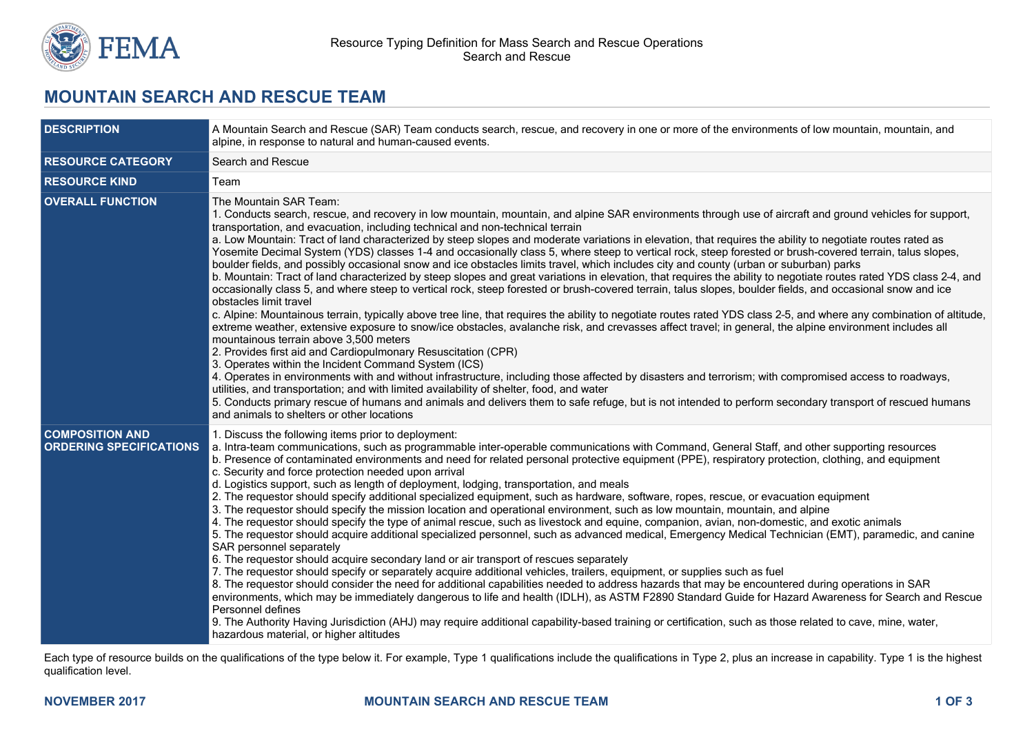Resource Typing Definition for Mass Search and Rescue Operations
Search and Rescue

# MOUNTAIN SEARCH AND RESCUE TEAM

| | |
|---|---|
| **DESCRIPTION** | A Mountain Search and Rescue (SAR) Team conducts search, rescue, and recovery in one or more of the environments of low mountain, mountain, and alpine, in response to natural and human-caused events. |
| **RESOURCE CATEGORY** | Search and Rescue |
| **RESOURCE KIND** | Team |
| **OVERALL FUNCTION** | The Mountain SAR Team:<br>1. Conducts search, rescue, and recovery in low mountain, mountain, and alpine SAR environments through use of aircraft and ground vehicles for support, transportation, and evacuation, including technical and non-technical terrain<br>a. Low Mountain: Tract of land characterized by steep slopes and moderate variations in elevation, that requires the ability to negotiate routes rated as Yosemite Decimal System (YDS) classes 1-4 and occasionally class 5, where steep to vertical rock, steep forested or brush-covered terrain, talus slopes, boulder fields, and possibly occasional snow and ice obstacles limits travel, which includes city and county (urban or suburban) parks<br>b. Mountain: Tract of land characterized by steep slopes and great variations in elevation, that requires the ability to negotiate routes rated YDS class 2-4, and occasionally class 5, and where steep to vertical rock, steep forested or brush-covered terrain, talus slopes, boulder fields, and occasional snow and ice obstacles limit travel<br>c. Alpine: Mountainous terrain, typically above tree line, that requires the ability to negotiate routes rated YDS class 2-5, and where any combination of altitude, extreme weather, extensive exposure to snow/ice obstacles, avalanche risk, and crevasses affect travel; in general, the alpine environment includes all mountainous terrain above 3,500 meters<br>2. Provides first aid and Cardiopulmonary Resuscitation (CPR)<br>3. Operates within the Incident Command System (ICS)<br>4. Operates in environments with and without infrastructure, including those affected by disasters and terrorism; with compromised access to roadways, utilities, and transportation; and with limited availability of shelter, food, and water<br>5. Conducts primary rescue of humans and animals and delivers them to safe refuge, but is not intended to perform secondary transport of rescued humans and animals to shelters or other locations |
| **COMPOSITION AND ORDERING SPECIFICATIONS** | 1. Discuss the following items prior to deployment:<br>a. Intra-team communications, such as programmable inter-operable communications with Command, General Staff, and other supporting resources<br>b. Presence of contaminated environments and need for related personal protective equipment (PPE), respiratory protection, clothing, and equipment<br>c. Security and force protection needed upon arrival<br>d. Logistics support, such as length of deployment, lodging, transportation, and meals<br>2. The requestor should specify additional specialized equipment, such as hardware, software, ropes, rescue, or evacuation equipment<br>3. The requestor should specify the mission location and operational environment, such as low mountain, mountain, and alpine<br>4. The requestor should specify the type of animal rescue, such as livestock and equine, companion, avian, non-domestic, and exotic animals<br>5. The requestor should acquire additional specialized personnel, such as advanced medical, Emergency Medical Technician (EMT), paramedic, and canine SAR personnel separately<br>6. The requestor should acquire secondary land or air transport of rescues separately<br>7. The requestor should specify or separately acquire additional vehicles, trailers, equipment, or supplies such as fuel<br>8. The requestor should consider the need for additional capabilities needed to address hazards that may be encountered during operations in SAR environments, which may be immediately dangerous to life and health (IDLH), as ASTM F2890 Standard Guide for Hazard Awareness for Search and Rescue Personnel defines<br>9. The Authority Having Jurisdiction (AHJ) may require additional capability-based training or certification, such as those related to cave, mine, water, hazardous material, or higher altitudes |

Each type of resource builds on the qualifications of the type below it. For example, Type 1 qualifications include the qualifications in Type 2, plus an increase in capability. Type 1 is the highest qualification level.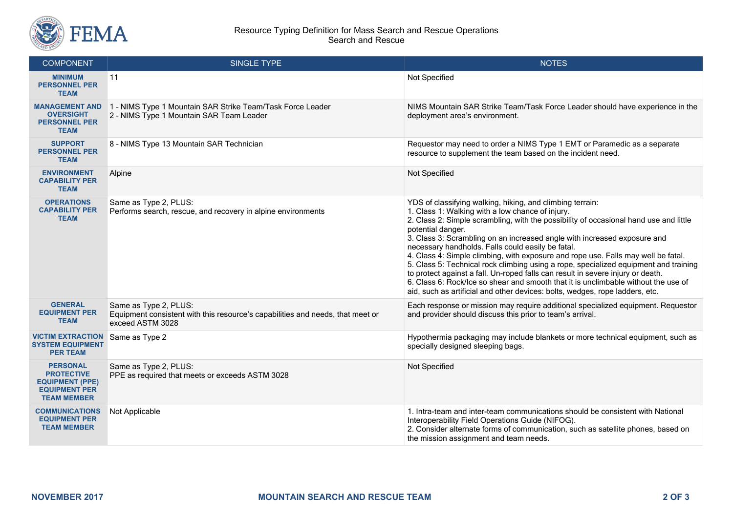Resource Typing Definition for Mass Search and Rescue Operations
Search and Rescue

| COMPONENT | SINGLE TYPE | NOTES |
| --- | --- | --- |
| **MINIMUM PERSONNEL PER TEAM** | 11 | Not Specified |
| **MANAGEMENT AND OVERSIGHT PERSONNEL PER TEAM** | 1 - NIMS Type 1 Mountain SAR Strike Team/Task Force Leader<br>2 - NIMS Type 1 Mountain SAR Team Leader | NIMS Mountain SAR Strike Team/Task Force Leader should have experience in the deployment area's environment. |
| **SUPPORT PERSONNEL PER TEAM** | 8 - NIMS Type 13 Mountain SAR Technician | Requestor may need to order a NIMS Type 1 EMT or Paramedic as a separate resource to supplement the team based on the incident need. |
| **ENVIRONMENT CAPABILITY PER TEAM** | Alpine | Not Specified |
| **OPERATIONS CAPABILITY PER TEAM** | Same as Type 2, PLUS:<br>Performs search, rescue, and recovery in alpine environments | YDS of classifying walking, hiking, and climbing terrain:<br>1. Class 1: Walking with a low chance of injury.<br>2. Class 2: Simple scrambling, with the possibility of occasional hand use and little potential danger.<br>3. Class 3: Scrambling on an increased angle with increased exposure and necessary handholds. Falls could easily be fatal.<br>4. Class 4: Simple climbing, with exposure and rope use. Falls may well be fatal.<br>5. Class 5: Technical rock climbing using a rope, specialized equipment and training to protect against a fall. Un-roped falls can result in severe injury or death.<br>6. Class 6: Rock/Ice so shear and smooth that it is unclimbable without the use of aid, such as artificial and other devices: bolts, wedges, rope ladders, etc. |
| **GENERAL EQUIPMENT PER TEAM** | Same as Type 2, PLUS:<br>Equipment consistent with this resource's capabilities and needs, that meet or exceed ASTM 3028 | Each response or mission may require additional specialized equipment. Requestor and provider should discuss this prior to team's arrival. |
| **VICTIM EXTRACTION SYSTEM EQUIPMENT PER TEAM** | Same as Type 2 | Hypothermia packaging may include blankets or more technical equipment, such as specially designed sleeping bags. |
| **PERSONAL PROTECTIVE EQUIPMENT (PPE) EQUIPMENT PER TEAM MEMBER** | Same as Type 2, PLUS:<br>PPE as required that meets or exceeds ASTM 3028 | Not Specified |
| **COMMUNICATIONS EQUIPMENT PER TEAM MEMBER** | Not Applicable | 1. Intra-team and inter-team communications should be consistent with National Interoperability Field Operations Guide (NIFOG).<br>2. Consider alternate forms of communication, such as satellite phones, based on the mission assignment and team needs. |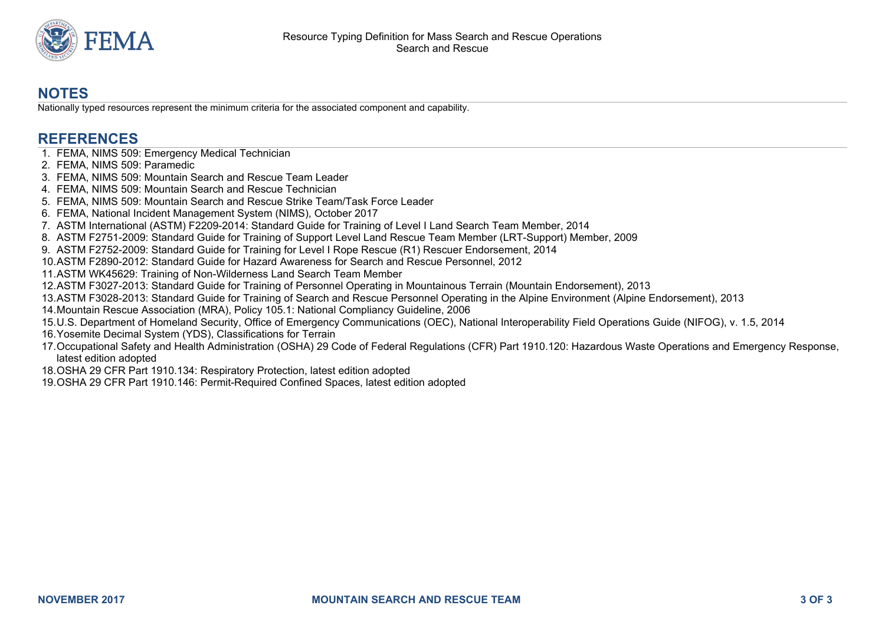## NOTES

Nationally typed resources represent the minimum criteria for the associated component and capability.

## REFERENCES

1. FEMA, NIMS 509: Emergency Medical Technician
2. FEMA, NIMS 509: Paramedic
3. FEMA, NIMS 509: Mountain Search and Rescue Team Leader
4. FEMA, NIMS 509: Mountain Search and Rescue Technician
5. FEMA, NIMS 509: Mountain Search and Rescue Strike Team/Task Force Leader
6. FEMA, National Incident Management System (NIMS), October 2017
7. ASTM International (ASTM) F2209-2014: Standard Guide for Training of Level I Land Search Team Member, 2014
8. ASTM F2751-2009: Standard Guide for Training of Support Level Land Rescue Team Member (LRT-Support) Member, 2009
9. ASTM F2752-2009: Standard Guide for Training for Level I Rope Rescue (R1) Rescuer Endorsement, 2014
10. ASTM F2890-2012: Standard Guide for Hazard Awareness for Search and Rescue Personnel, 2012
11. ASTM WK45629: Training of Non-Wilderness Land Search Team Member
12. ASTM F3027-2013: Standard Guide for Training of Personnel Operating in Mountainous Terrain (Mountain Endorsement), 2013
13. ASTM F3028-2013: Standard Guide for Training of Search and Rescue Personnel Operating in the Alpine Environment (Alpine Endorsement), 2013
14. Mountain Rescue Association (MRA), Policy 105.1: National Compliancy Guideline, 2006
15. U.S. Department of Homeland Security, Office of Emergency Communications (OEC), National Interoperability Field Operations Guide (NIFOG), v. 1.5, 2014
16. Yosemite Decimal System (YDS), Classifications for Terrain
17. Occupational Safety and Health Administration (OSHA) 29 Code of Federal Regulations (CFR) Part 1910.120: Hazardous Waste Operations and Emergency Response, latest edition adopted
18. OSHA 29 CFR Part 1910.134: Respiratory Protection, latest edition adopted
19. OSHA 29 CFR Part 1910.146: Permit-Required Confined Spaces, latest edition adopted